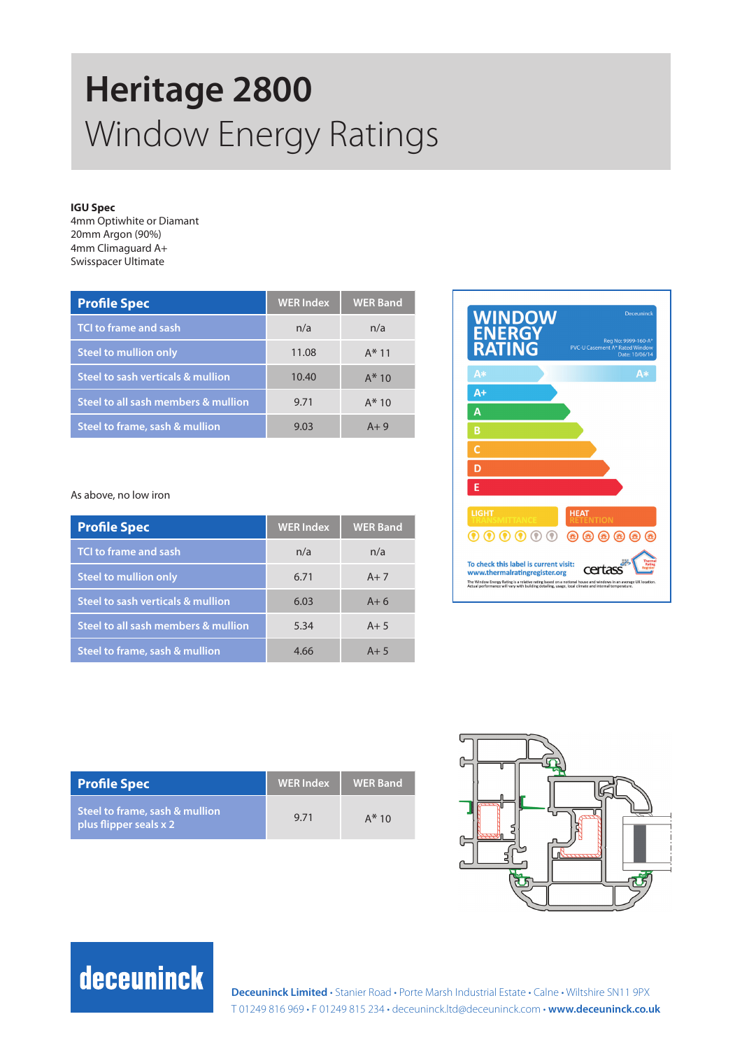# Heritage 2800

## Window Energy Ratings

**IGU Spec**
4mm Optiwhite or Diamant
20mm Argon (90%)
4mm Climaguard A+
Swisspacer Ultimate

| Profile Spec | WER Index | WER Band |
|---|---|---|
| TCI to frame and sash | n/a | n/a |
| Steel to mullion only | 11.08 | A* 11 |
| Steel to sash verticals & mullion | 10.40 | A* 10 |
| Steel to all sash members & mullion | 9.71 | A* 10 |
| Steel to frame, sash & mullion | 9.03 | A+ 9 |

As above, no low iron

| Profile Spec | WER Index | WER Band |
|---|---|---|
| TCI to frame and sash | n/a | n/a |
| Steel to mullion only | 6.71 | A+ 7 |
| Steel to sash verticals & mullion | 6.03 | A+ 6 |
| Steel to all sash members & mullion | 5.34 | A+ 5 |
| Steel to frame, sash & mullion | 4.66 | A+ 5 |

| Profile Spec | WER Index | WER Band |
|---|---|---|
| Steel to frame, sash & mullion plus flipper seals x 2 | 9.71 | A* 10 |

**Deceuninck Limited** • Stanier Road • Porte Marsh Industrial Estate • Calne • Wiltshire SN11 9PX
T 01249 816 969 • F 01249 815 234 • deceuninck.ltd@deceuninck.com • **www.deceuninck.co.uk**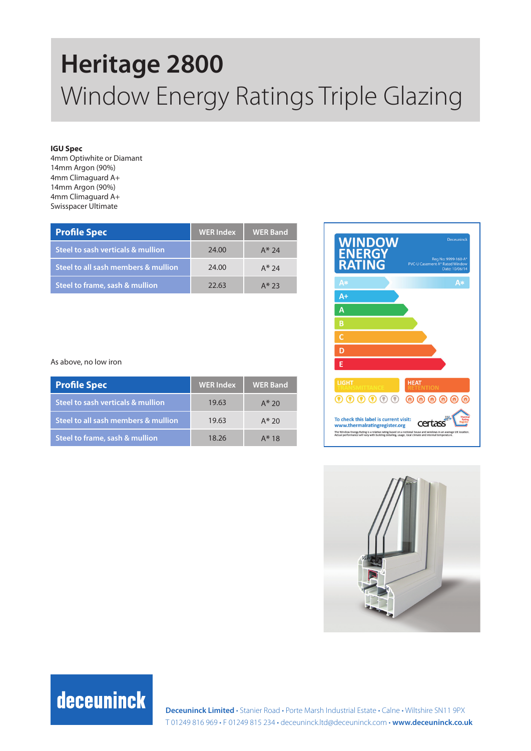# Heritage 2800

## Window Energy Ratings Triple Glazing

**IGU Spec**
4mm Optiwhite or Diamant
14mm Argon (90%)
4mm Climaguard A+
14mm Argon (90%)
4mm Climaguard A+
Swisspacer Ultimate

| Profile Spec | WER Index | WER Band |
|---|---|---|
| Steel to sash verticals & mullion | 24.00 | A* 24 |
| Steel to all sash members & mullion | 24.00 | A* 24 |
| Steel to frame, sash & mullion | 22.63 | A* 23 |

As above, no low iron

| Profile Spec | WER Index | WER Band |
|---|---|---|
| Steel to sash verticals & mullion | 19.63 | A* 20 |
| Steel to all sash members & mullion | 19.63 | A* 20 |
| Steel to frame, sash & mullion | 18.26 | A* 18 |

WINDOW ENERGY RATING
Deceuninck
Reg No: 9999-160-A*
PVC-U Casement A* Rated Window
Date: 10/06/14
A*
A*
A+
A
B
C
D
E
LIGHT TRANSMITTANCE
HEAT RETENTION
To check this label is current visit: www.thermalratingregister.org
certass
The Window Energy Rating is a relative rating based on a notional house and windows in an average UK location. Actual performance will vary with building detailing, usage, local climate and internal temperature.

deceuninck

**Deceuninck Limited** • Stanier Road • Porte Marsh Industrial Estate • Calne • Wiltshire SN11 9PX
T 01249 816 969 • F 01249 815 234 • deceuninck.ltd@deceuninck.com • **www.deceuninck.co.uk**